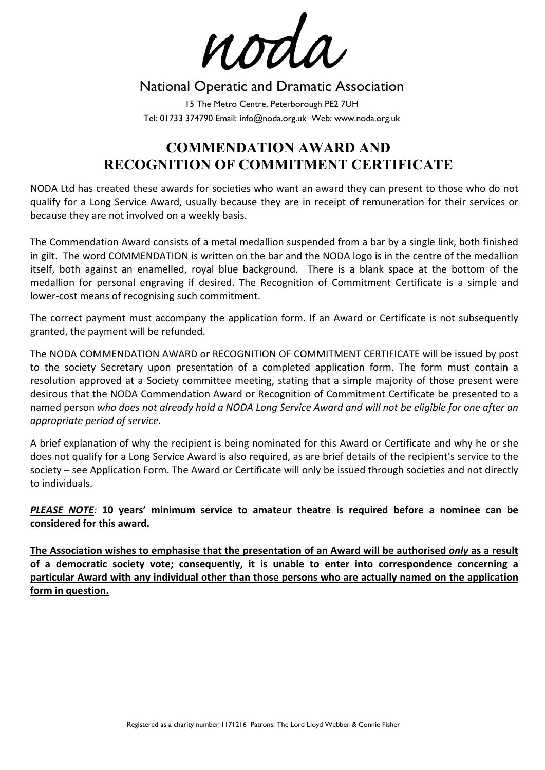noda

National Operatic and Dramatic Association

15 The Metro Centre, Peterborough PE2 7UH

Tel: 01733 374790 Email: info@noda.org.uk Web: www.noda.org.uk

# COMMENDATION AWARD AND RECOGNITION OF COMMITMENT CERTIFICATE

NODA Ltd has created these awards for societies who want an award they can present to those who do not qualify for a Long Service Award, usually because they are in receipt of remuneration for their services or because they are not involved on a weekly basis.

The Commendation Award consists of a metal medallion suspended from a bar by a single link, both finished in gilt. The word COMMENDATION is written on the bar and the NODA logo is in the centre of the medallion itself, both against an enamelled, royal blue background. There is a blank space at the bottom of the medallion for personal engraving if desired. The Recognition of Commitment Certificate is a simple and lower-cost means of recognising such commitment.

The correct payment must accompany the application form. If an Award or Certificate is not subsequently granted, the payment will be refunded.

The NODA COMMENDATION AWARD or RECOGNITION OF COMMITMENT CERTIFICATE will be issued by post to the society Secretary upon presentation of a completed application form. The form must contain a resolution approved at a Society committee meeting, stating that a simple majority of those present were desirous that the NODA Commendation Award or Recognition of Commitment Certificate be presented to a named person *who does not already hold a NODA Long Service Award and will not be eligible for one after an appropriate period of service*.

A brief explanation of why the recipient is being nominated for this Award or Certificate and why he or she does not qualify for a Long Service Award is also required, as are brief details of the recipient's service to the society – see Application Form. The Award or Certificate will only be issued through societies and not directly to individuals.

***PLEASE NOTE**:* **10 years' minimum service to amateur theatre is required before a nominee can be considered for this award.**

**The Association wishes to emphasise that the presentation of an Award will be authorised *only* as a result of a democratic society vote; consequently, it is unable to enter into correspondence concerning a particular Award with any individual other than those persons who are actually named on the application form in question.**

Registered as a charity number 1171216 Patrons: The Lord Lloyd Webber & Connie Fisher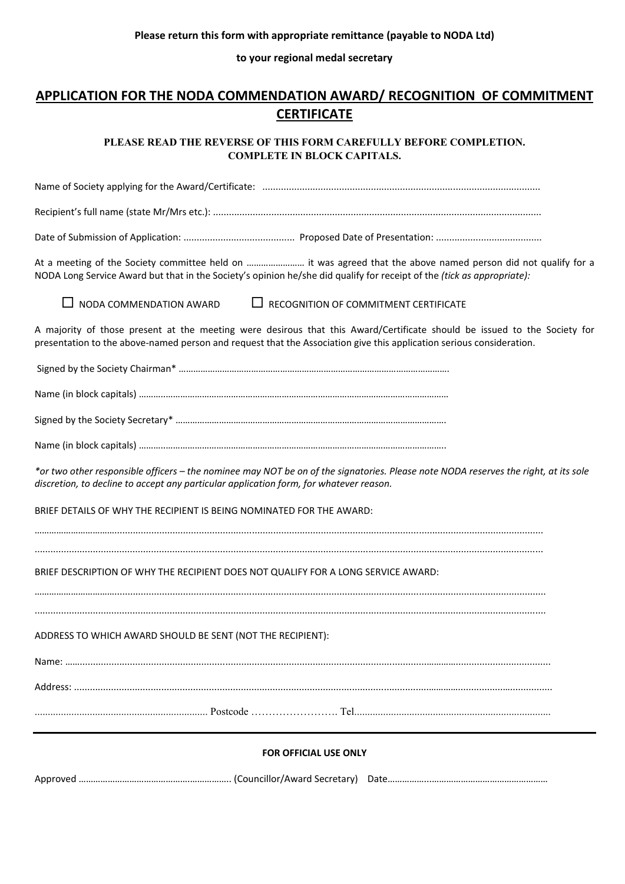**Please return this form with appropriate remittance (payable to NODA Ltd)**

**to your regional medal secretary**

# APPLICATION FOR THE NODA COMMENDATION AWARD/ RECOGNITION OF COMMITMENT CERTIFICATE

**PLEASE READ THE REVERSE OF THIS FORM CAREFULLY BEFORE COMPLETION.**
**COMPLETE IN BLOCK CAPITALS.**

Name of Society applying for the Award/Certificate: ........................................................................................................

Recipient's full name (state Mr/Mrs etc.): ...........................................................................................................................

Date of Submission of Application: .......................................... Proposed Date of Presentation: ........................................

At a meeting of the Society committee held on …………………… it was agreed that the above named person did not qualify for a NODA Long Service Award but that in the Society's opinion he/she did qualify for receipt of the *(tick as appropriate):*

☐ NODA COMMENDATION AWARD ☐ RECOGNITION OF COMMITMENT CERTIFICATE

A majority of those present at the meeting were desirous that this Award/Certificate should be issued to the Society for presentation to the above-named person and request that the Association give this application serious consideration.

Signed by the Society Chairman* ……………………………………………………………………………………………….

Name (in block capitals) ………………………………………………………………………………………………………………

Signed by the Society Secretary* …………………………………………………………………………………………….

Name (in block capitals) ……………………………………………………………………………………………………………..

*\*or two other responsible officers – the nominee may NOT be on of the signatories. Please note NODA reserves the right, at its sole discretion, to decline to accept any particular application form, for whatever reason.*

BRIEF DETAILS OF WHY THE RECIPIENT IS BEING NOMINATED FOR THE AWARD:

………………………………………………………………………………………………………………………………………………………………

………………………………………………………………………………………………………………………………………………………………

BRIEF DESCRIPTION OF WHY THE RECIPIENT DOES NOT QUALIFY FOR A LONG SERVICE AWARD:

………………………………………………………………………………………………………………………………………………………………

………………………………………………………………………………………………………………………………………………………………

ADDRESS TO WHICH AWARD SHOULD BE SENT (NOT THE RECIPIENT):

Name: …………………………………………………………………………………………………………………………………………………………

Address: ………………………………………………………………………………………………………………………………………………………

.................................................................. Postcode ……………………. Tel...........................................................................

---

**FOR OFFICIAL USE ONLY**

Approved ……………………………………………………. (Councillor/Award Secretary) Date…………………………………………………………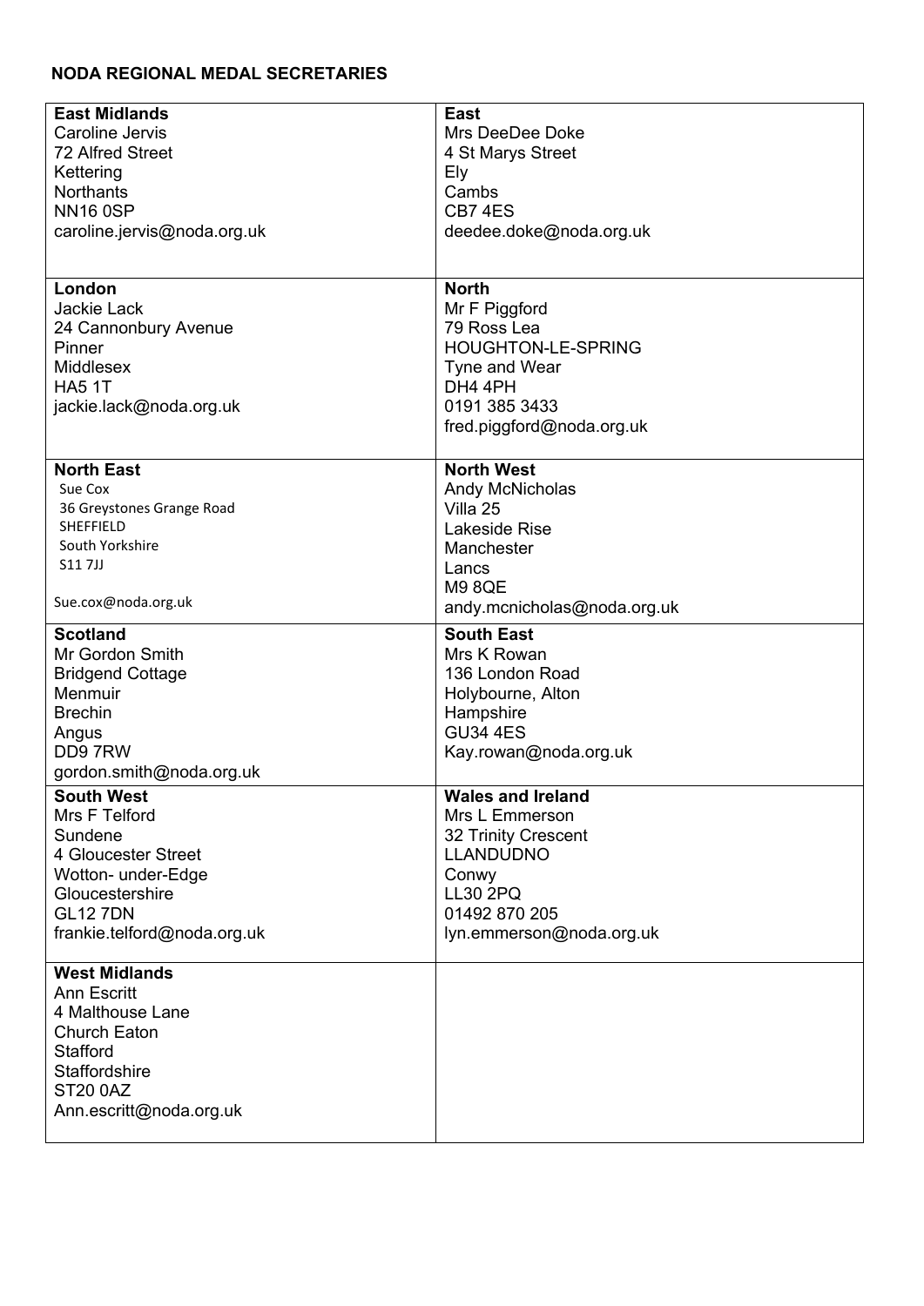**NODA REGIONAL MEDAL SECRETARIES**

| | |
|---|---|
| **East Midlands**<br>Caroline Jervis<br>72 Alfred Street<br>Kettering<br>Northants<br>NN16 0SP<br>caroline.jervis@noda.org.uk | **East**<br>Mrs DeeDee Doke<br>4 St Marys Street<br>Ely<br>Cambs<br>CB7 4ES<br>deedee.doke@noda.org.uk |
| **London**<br>Jackie Lack<br>24 Cannonbury Avenue<br>Pinner<br>Middlesex<br>HA5 1T<br>jackie.lack@noda.org.uk | **North**<br>Mr F Piggford<br>79 Ross Lea<br>HOUGHTON-LE-SPRING<br>Tyne and Wear<br>DH4 4PH<br>0191 385 3433<br>fred.piggford@noda.org.uk |
| **North East**<br>Sue Cox<br>36 Greystones Grange Road<br>SHEFFIELD<br>South Yorkshire<br>S11 7JJ<br><br>Sue.cox@noda.org.uk | **North West**<br>Andy McNicholas<br>Villa 25<br>Lakeside Rise<br>Manchester<br>Lancs<br>M9 8QE<br>andy.mcnicholas@noda.org.uk |
| **Scotland**<br>Mr Gordon Smith<br>Bridgend Cottage<br>Menmuir<br>Brechin<br>Angus<br>DD9 7RW<br>gordon.smith@noda.org.uk | **South East**<br>Mrs K Rowan<br>136 London Road<br>Holybourne, Alton<br>Hampshire<br>GU34 4ES<br>Kay.rowan@noda.org.uk |
| **South West**<br>Mrs F Telford<br>Sundene<br>4 Gloucester Street<br>Wotton- under-Edge<br>Gloucestershire<br>GL12 7DN<br>frankie.telford@noda.org.uk | **Wales and Ireland**<br>Mrs L Emmerson<br>32 Trinity Crescent<br>LLANDUDNO<br>Conwy<br>LL30 2PQ<br>01492 870 205<br>lyn.emmerson@noda.org.uk |
| **West Midlands**<br>Ann Escritt<br>4 Malthouse Lane<br>Church Eaton<br>Stafford<br>Staffordshire<br>ST20 0AZ<br>Ann.escritt@noda.org.uk | |